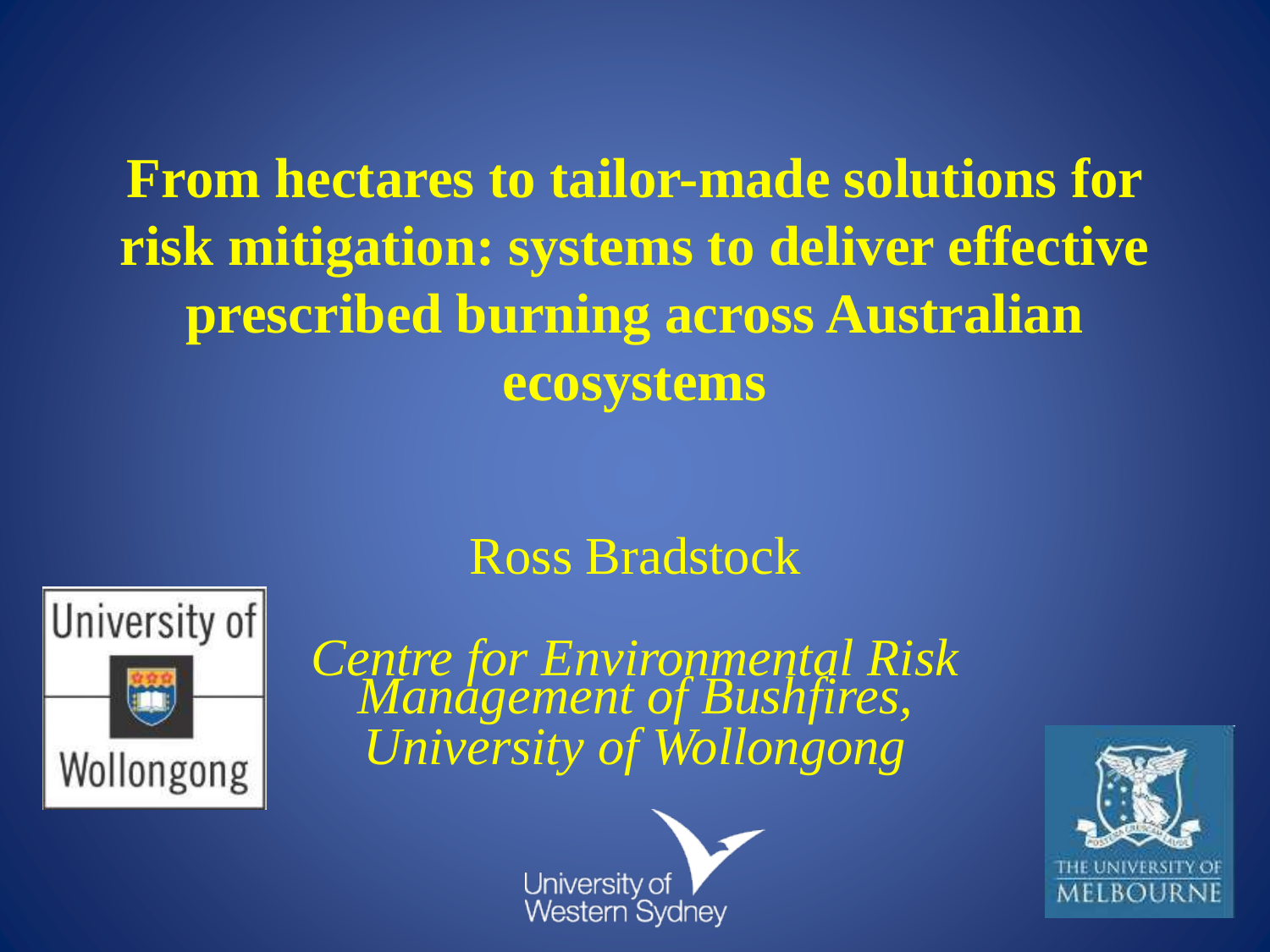# From hectares to tailor-made solutions for risk mitigation: systems to deliver effective prescribed burning across Australian ecosystems

Ross Bradstock

*Centre for Environmental Risk Management of Bushfires, University of Wollongong*

University of Wollongong

University of Western Sydney

The University of Melbourne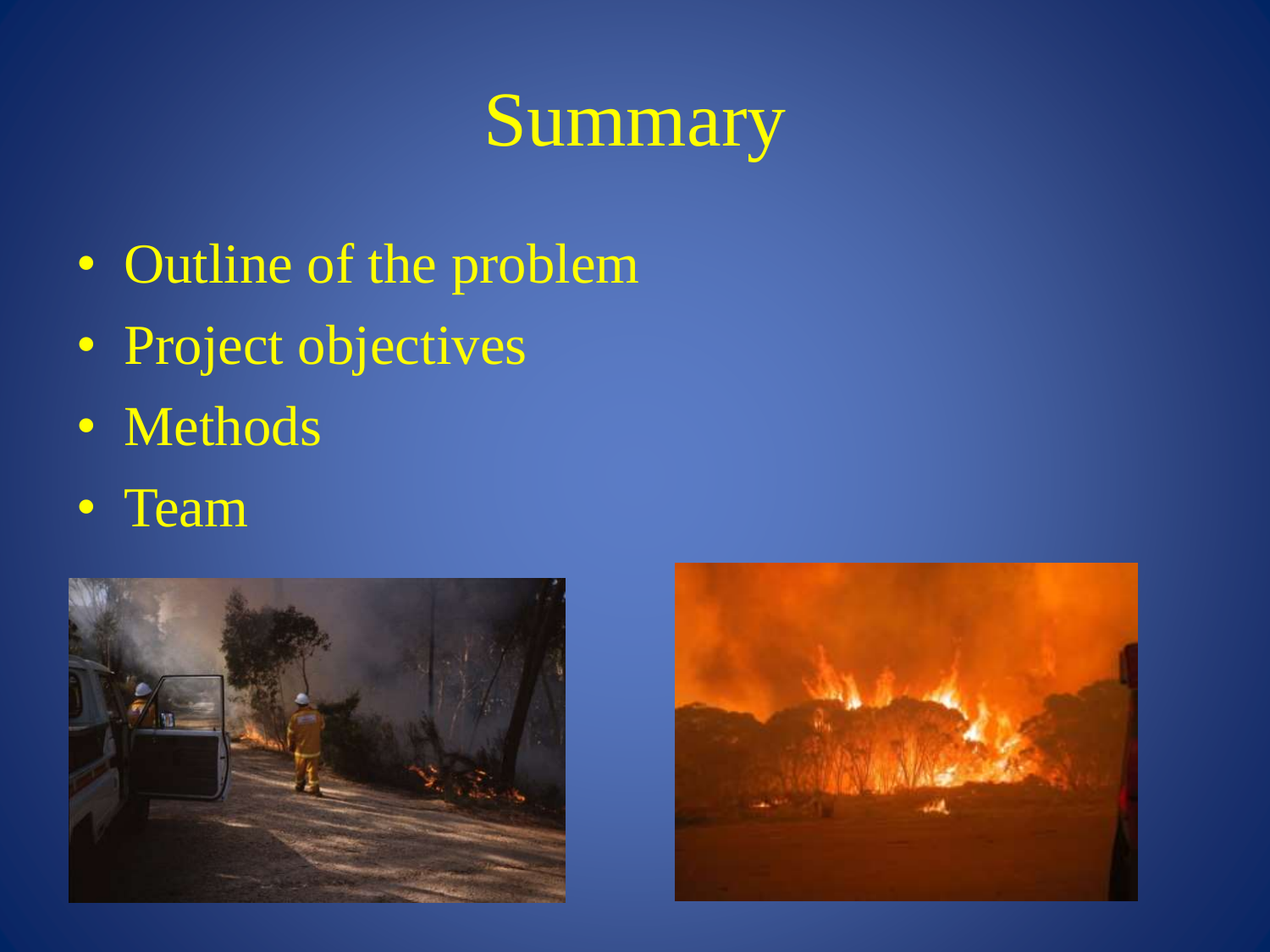# Summary

- Outline of the problem
- Project objectives
- Methods
- Team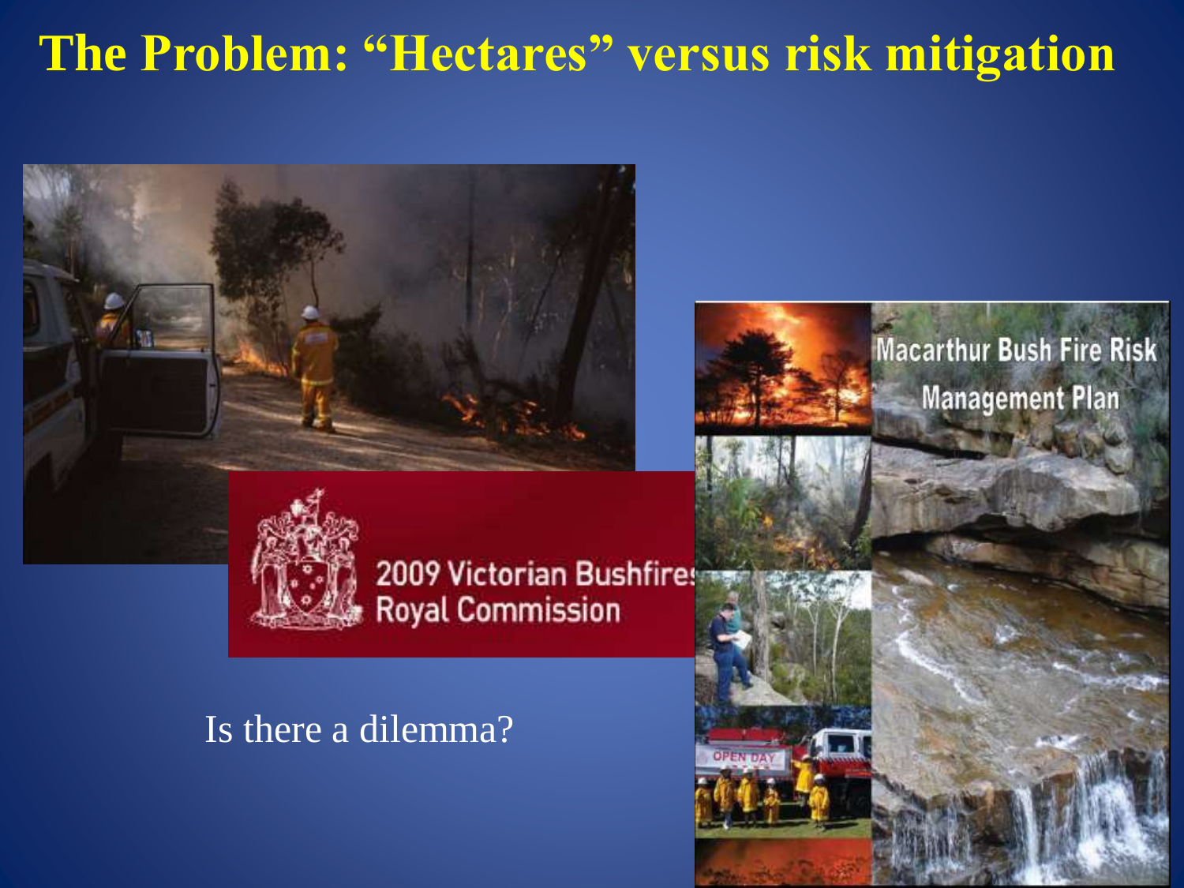# The Problem: "Hectares" versus risk mitigation

2009 Victorian Bushfires Royal Commission

Macarthur Bush Fire Risk Management Plan

Is there a dilemma?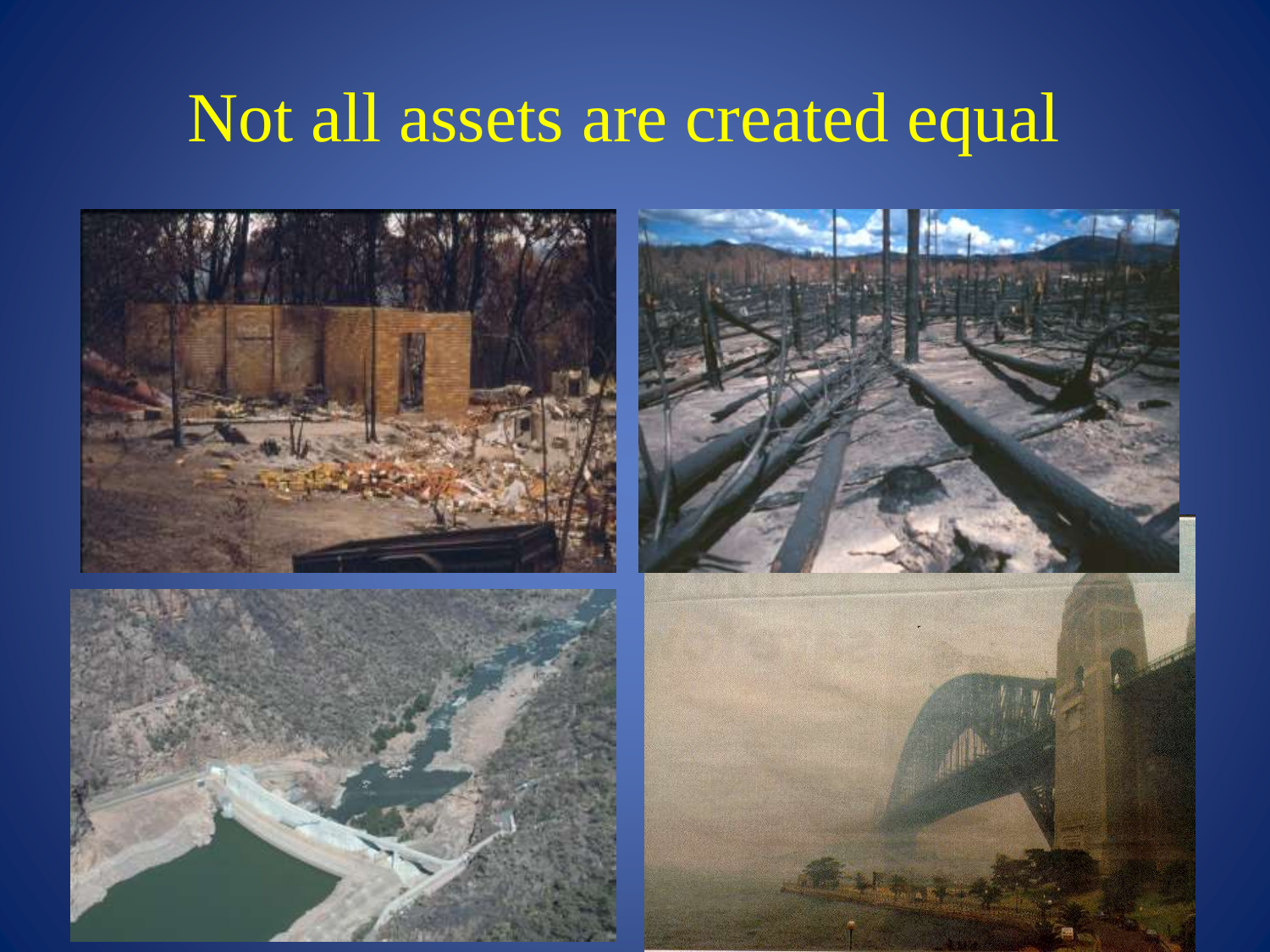# Not all assets are created equal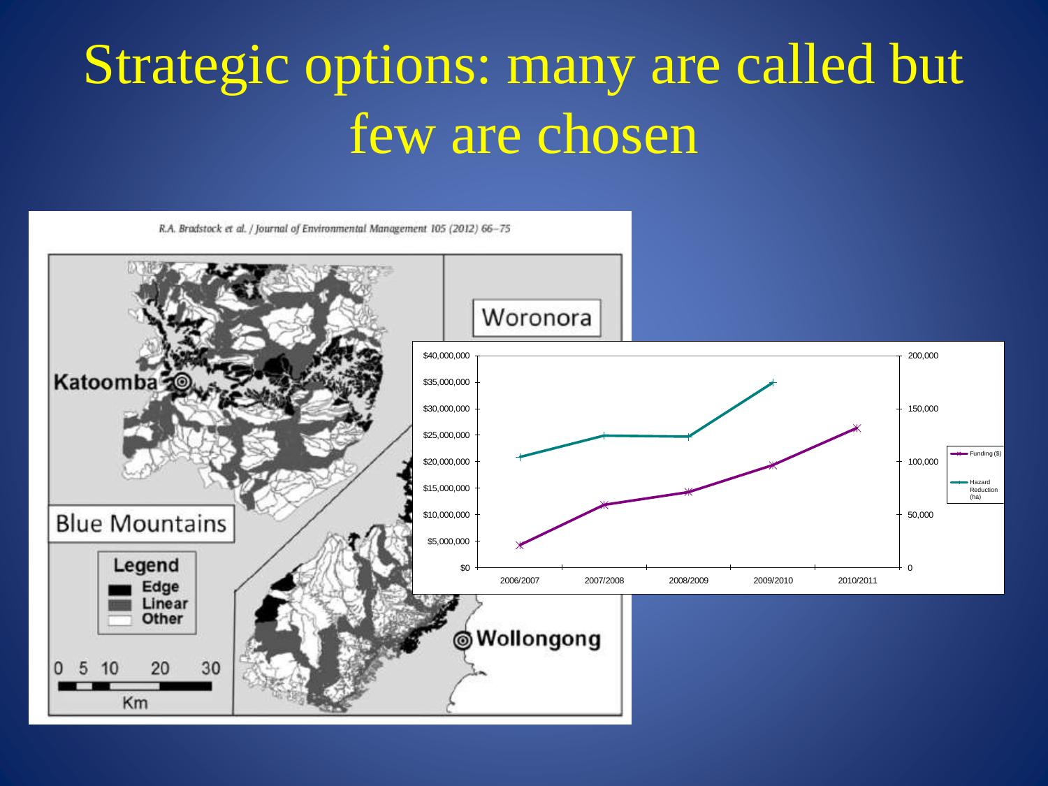# Strategic options: many are called but few are chosen

R.A. Bradstock et al. / Journal of Environmental Management 105 (2012) 66–75

Woronora

Katoomba

Blue Mountains

Legend
Edge
Linear
Other

0 5 10 20 30
Km

Wollongong

| | Funding ($) | Hazard Reduction (ha) |
|---|---|---|
| 2006/2007 | | |
| 2007/2008 | | |
| 2008/2009 | | |
| 2009/2010 | | |
| 2010/2011 | | |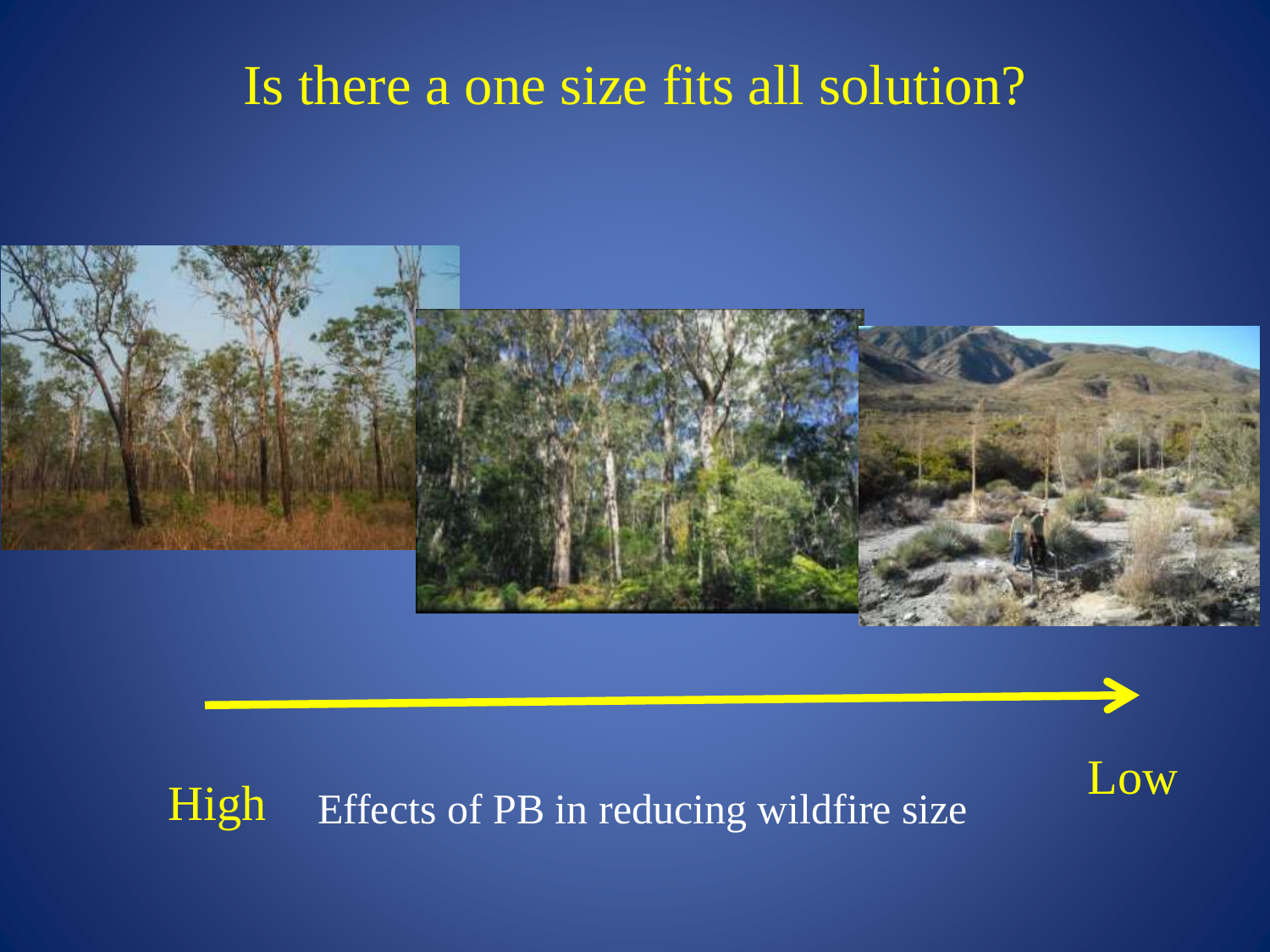# Is there a one size fits all solution?

High Effects of PB in reducing wildfire size Low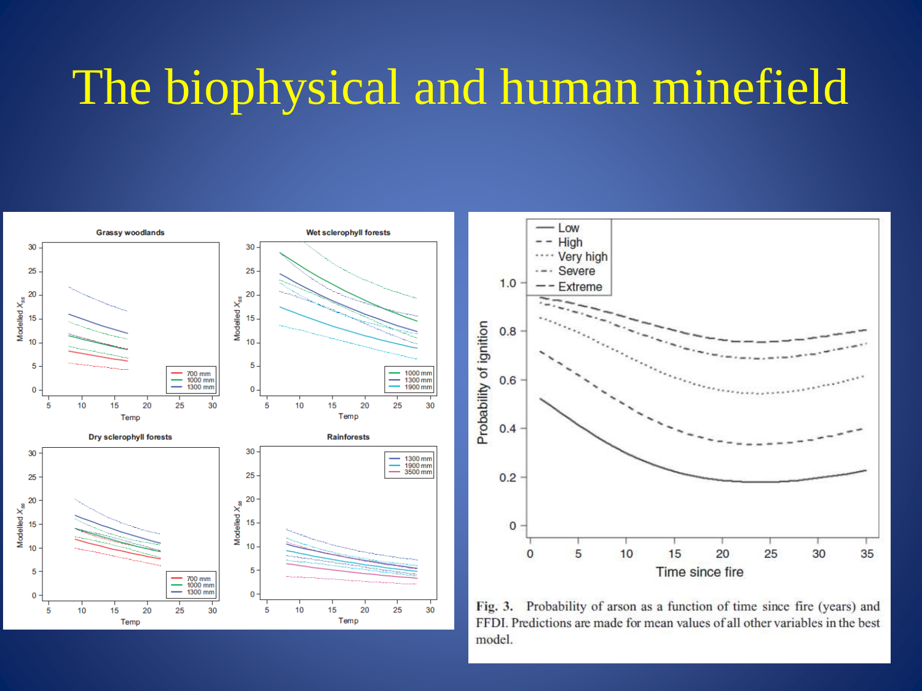# The biophysical and human minefield

**Fig. 3.** Probability of arson as a function of time since fire (years) and FFDI. Predictions are made for mean values of all other variables in the best model.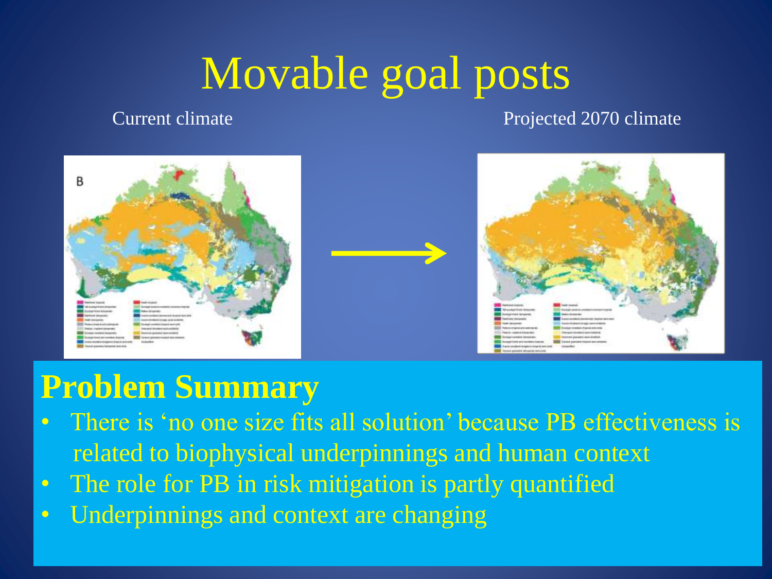# Movable goal posts

Current climate

Projected 2070 climate

## Problem Summary

- There is 'no one size fits all solution' because PB effectiveness is related to biophysical underpinnings and human context
- The role for PB in risk mitigation is partly quantified
- Underpinnings and context are changing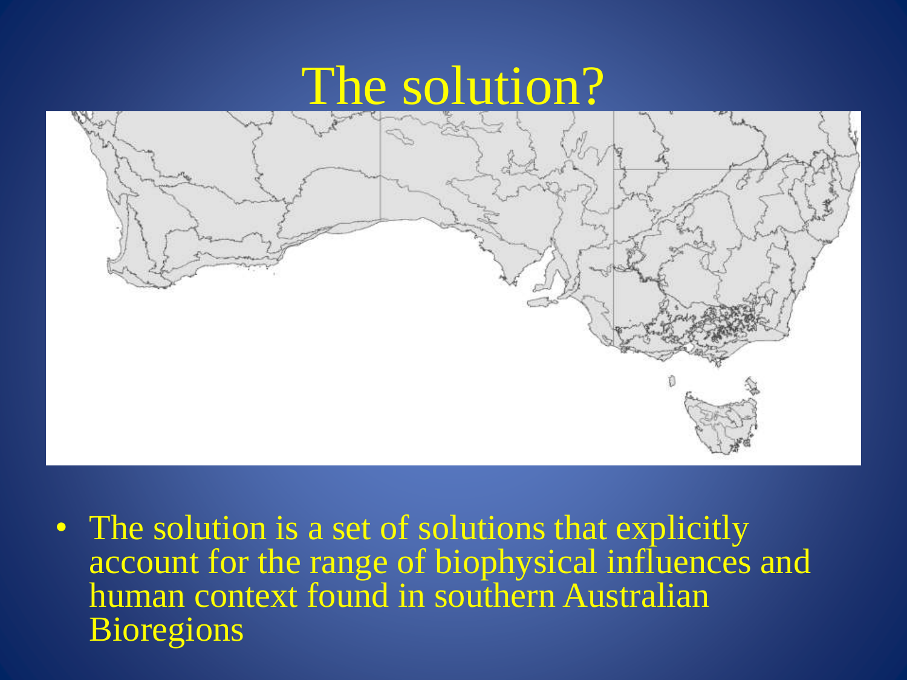# The solution?

- The solution is a set of solutions that explicitly account for the range of biophysical influences and human context found in southern Australian Bioregions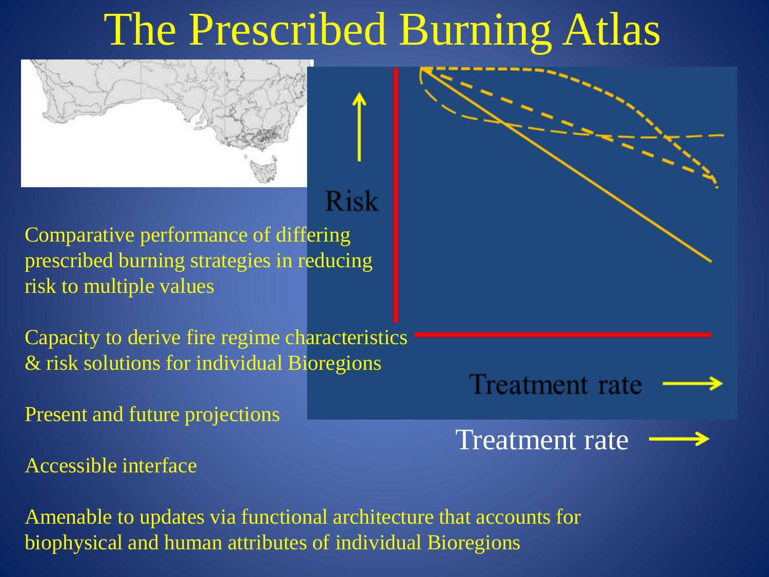# The Prescribed Burning Atlas

Risk

Treatment rate

Treatment rate

Comparative performance of differing prescribed burning strategies in reducing risk to multiple values

Capacity to derive fire regime characteristics & risk solutions for individual Bioregions

Present and future projections

Accessible interface

Amenable to updates via functional architecture that accounts for biophysical and human attributes of individual Bioregions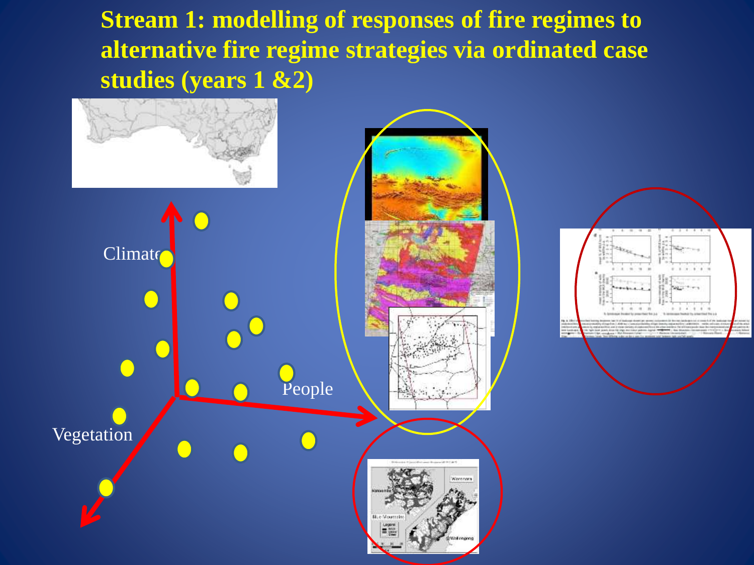# Stream 1: modelling of responses of fire regimes to alternative fire regime strategies via ordinated case studies (years 1 &2)

Climate

People

Vegetation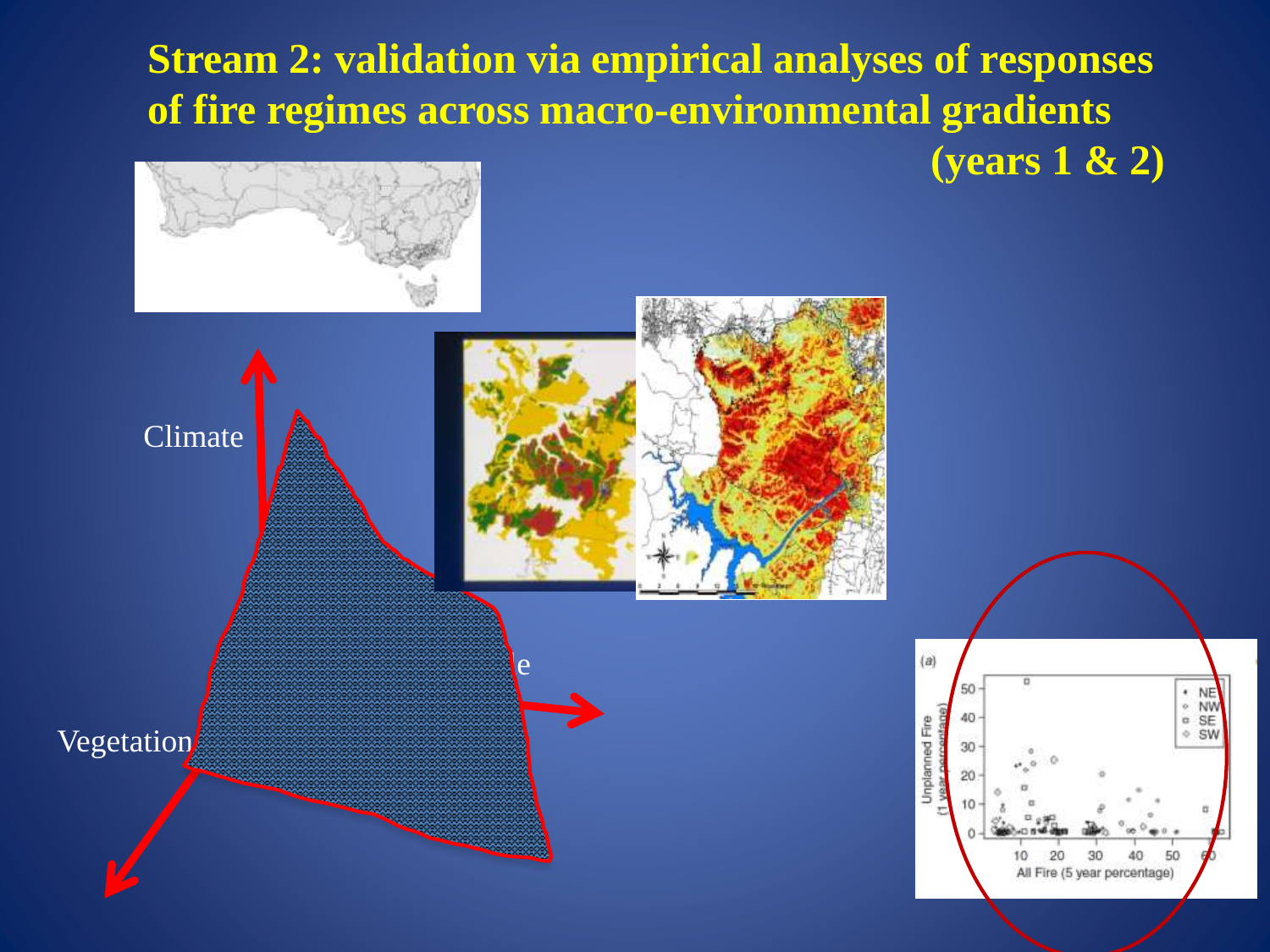## Stream 2: validation via empirical analyses of responses of fire regimes across macro-environmental gradients (years 1 & 2)

Climate

Vegetation

e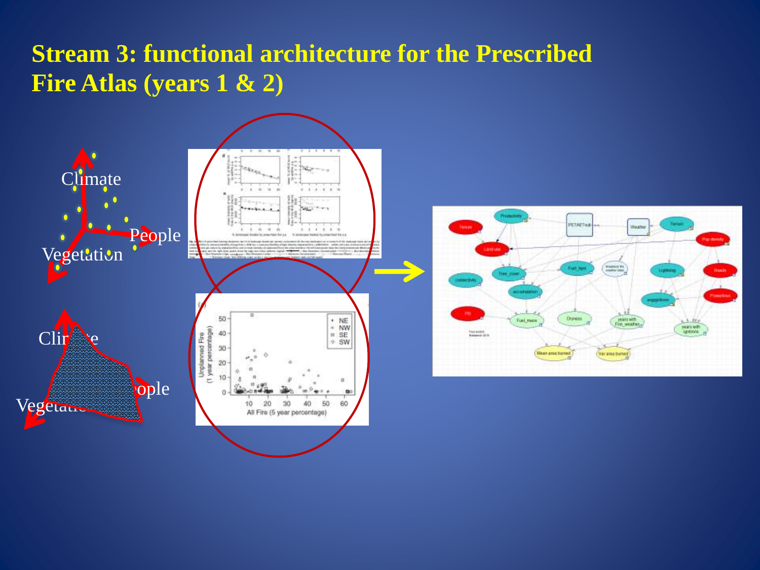# Stream 3: functional architecture for the Prescribed Fire Atlas (years 1 & 2)

Climate

People

Vegetation

Climate

People

Vegetation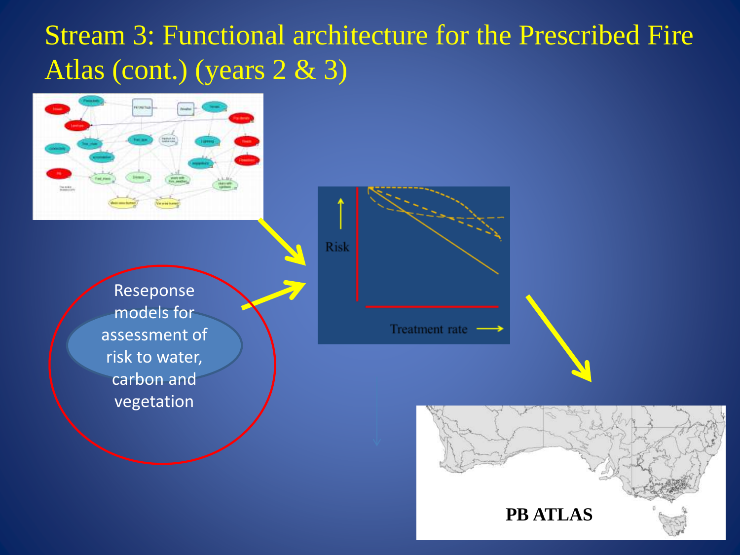# Stream 3: Functional architecture for the Prescribed Fire Atlas (cont.) (years 2 & 3)

Reseponse models for assessment of risk to water, carbon and vegetation

Risk

Treatment rate

PB ATLAS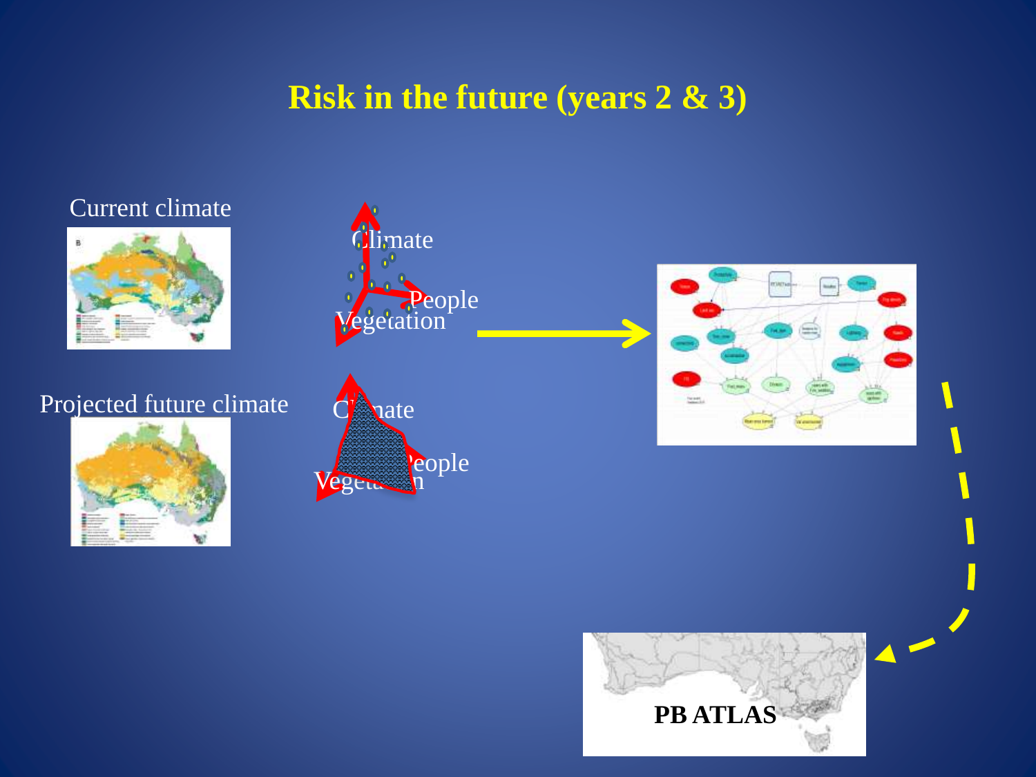# Risk in the future (years 2 & 3)

Current climate

Projected future climate

Climate

People

Vegetation

Climate

People

Vegetation

PB ATLAS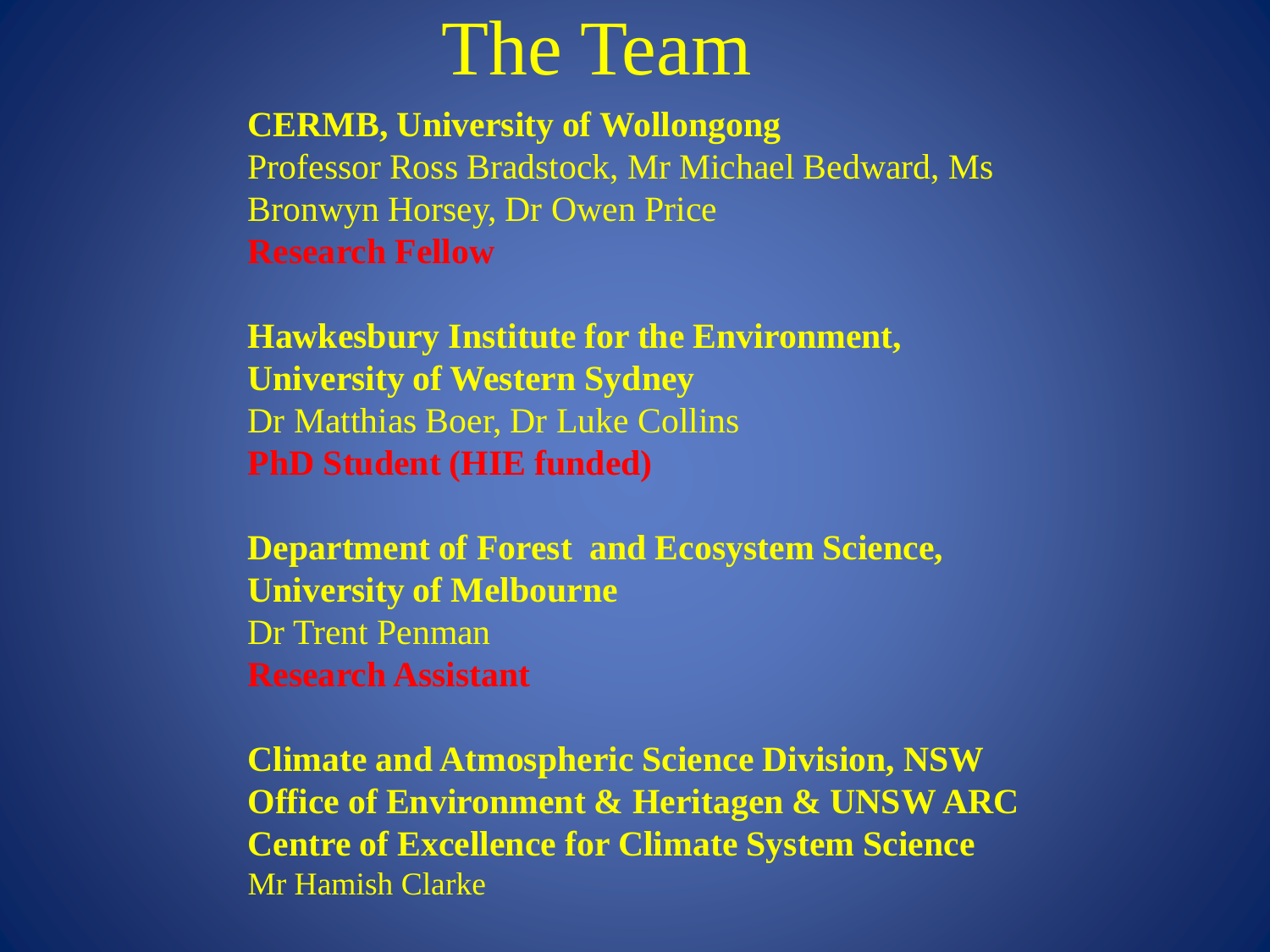# The Team

**CERMB, University of Wollongong**
Professor Ross Bradstock, Mr Michael Bedward, Ms Bronwyn Horsey, Dr Owen Price
**Research Fellow**

**Hawkesbury Institute for the Environment, University of Western Sydney**
Dr Matthias Boer, Dr Luke Collins
**PhD Student (HIE funded)**

**Department of Forest and Ecosystem Science, University of Melbourne**
Dr Trent Penman
**Research Assistant**

**Climate and Atmospheric Science Division, NSW Office of Environment & Heritagen & UNSW ARC Centre of Excellence for Climate System Science**
Mr Hamish Clarke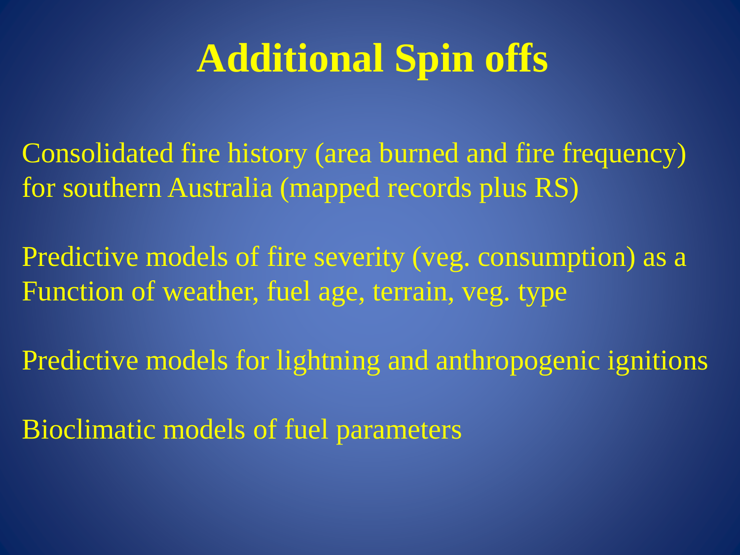# Additional Spin offs

Consolidated fire history (area burned and fire frequency) for southern Australia (mapped records plus RS)

Predictive models of fire severity (veg. consumption) as a Function of weather, fuel age, terrain, veg. type

Predictive models for lightning and anthropogenic ignitions

Bioclimatic models of fuel parameters